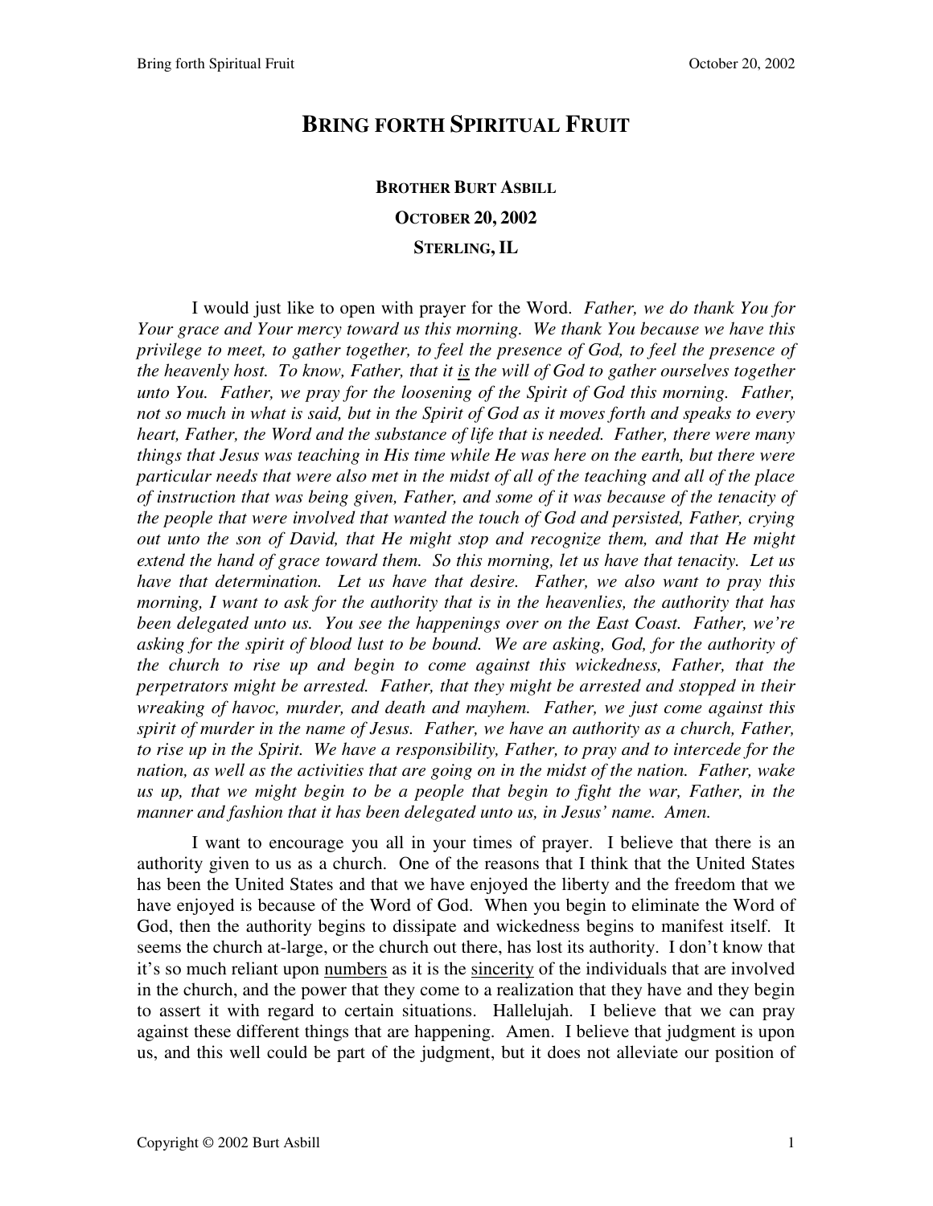# BRING FORTH SPIRITUAL FRUIT

**BROTHER BURT ASBILL**

**OCTOBER 20, 2002**

**STERLING, IL**

I would just like to open with prayer for the Word. *Father, we do thank You for Your grace and Your mercy toward us this morning. We thank You because we have this privilege to meet, to gather together, to feel the presence of God, to feel the presence of the heavenly host. To know, Father, that it* <u>*is*</u> *the will of God to gather ourselves together unto You. Father, we pray for the loosening of the Spirit of God this morning. Father, not so much in what is said, but in the Spirit of God as it moves forth and speaks to every heart, Father, the Word and the substance of life that is needed. Father, there were many things that Jesus was teaching in His time while He was here on the earth, but there were particular needs that were also met in the midst of all of the teaching and all of the place of instruction that was being given, Father, and some of it was because of the tenacity of the people that were involved that wanted the touch of God and persisted, Father, crying out unto the son of David, that He might stop and recognize them, and that He might extend the hand of grace toward them. So this morning, let us have that tenacity. Let us have that determination. Let us have that desire. Father, we also want to pray this morning, I want to ask for the authority that is in the heavenlies, the authority that has been delegated unto us. You see the happenings over on the East Coast. Father, we're asking for the spirit of blood lust to be bound. We are asking, God, for the authority of the church to rise up and begin to come against this wickedness, Father, that the perpetrators might be arrested. Father, that they might be arrested and stopped in their wreaking of havoc, murder, and death and mayhem. Father, we just come against this spirit of murder in the name of Jesus. Father, we have an authority as a church, Father, to rise up in the Spirit. We have a responsibility, Father, to pray and to intercede for the nation, as well as the activities that are going on in the midst of the nation. Father, wake us up, that we might begin to be a people that begin to fight the war, Father, in the manner and fashion that it has been delegated unto us, in Jesus' name. Amen.*

I want to encourage you all in your times of prayer. I believe that there is an authority given to us as a church. One of the reasons that I think that the United States has been the United States and that we have enjoyed the liberty and the freedom that we have enjoyed is because of the Word of God. When you begin to eliminate the Word of God, then the authority begins to dissipate and wickedness begins to manifest itself. It seems the church at-large, or the church out there, has lost its authority. I don't know that it's so much reliant upon <u>numbers</u> as it is the <u>sincerity</u> of the individuals that are involved in the church, and the power that they come to a realization that they have and they begin to assert it with regard to certain situations. Hallelujah. I believe that we can pray against these different things that are happening. Amen. I believe that judgment is upon us, and this well could be part of the judgment, but it does not alleviate our position of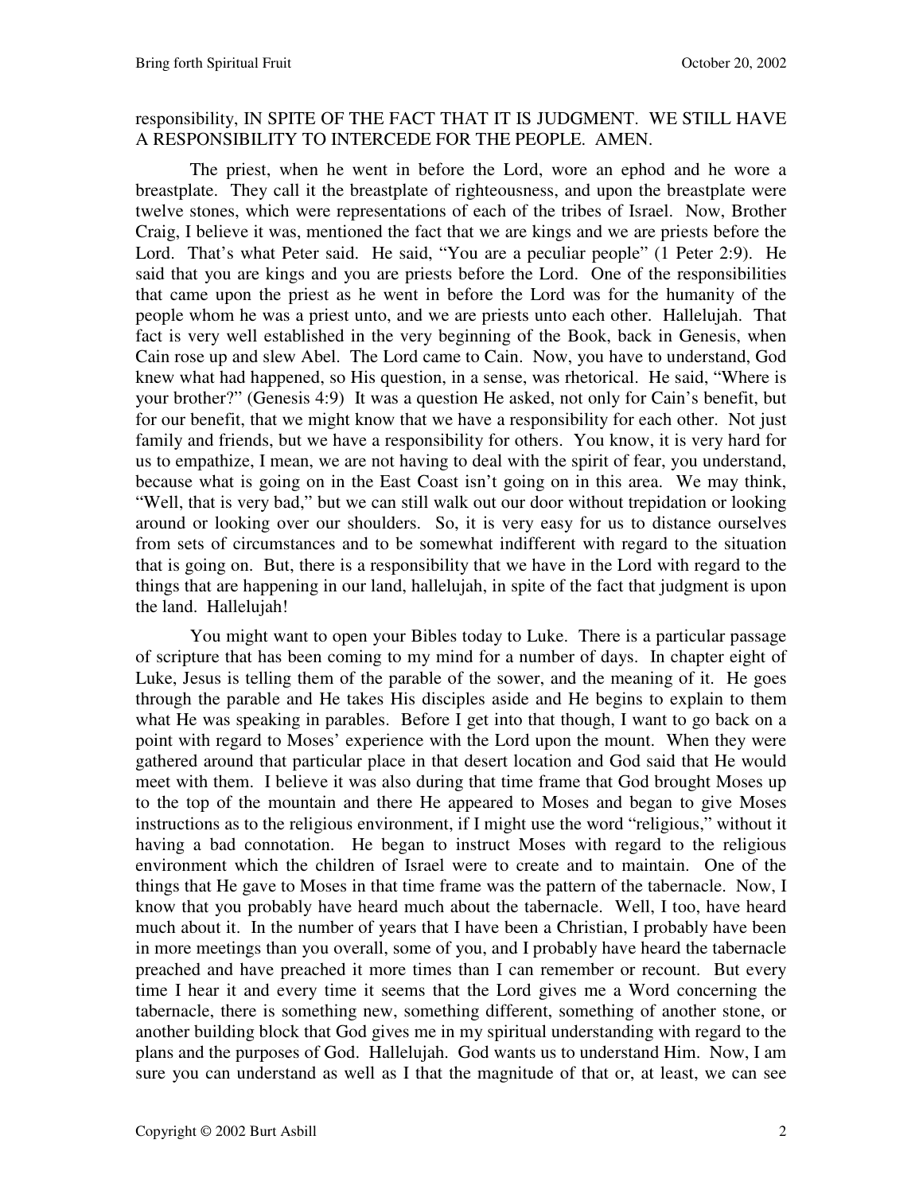responsibility, IN SPITE OF THE FACT THAT IT IS JUDGMENT. WE STILL HAVE A RESPONSIBILITY TO INTERCEDE FOR THE PEOPLE. AMEN.

The priest, when he went in before the Lord, wore an ephod and he wore a breastplate. They call it the breastplate of righteousness, and upon the breastplate were twelve stones, which were representations of each of the tribes of Israel. Now, Brother Craig, I believe it was, mentioned the fact that we are kings and we are priests before the Lord. That's what Peter said. He said, "You are a peculiar people" (1 Peter 2:9). He said that you are kings and you are priests before the Lord. One of the responsibilities that came upon the priest as he went in before the Lord was for the humanity of the people whom he was a priest unto, and we are priests unto each other. Hallelujah. That fact is very well established in the very beginning of the Book, back in Genesis, when Cain rose up and slew Abel. The Lord came to Cain. Now, you have to understand, God knew what had happened, so His question, in a sense, was rhetorical. He said, "Where is your brother?" (Genesis 4:9) It was a question He asked, not only for Cain's benefit, but for our benefit, that we might know that we have a responsibility for each other. Not just family and friends, but we have a responsibility for others. You know, it is very hard for us to empathize, I mean, we are not having to deal with the spirit of fear, you understand, because what is going on in the East Coast isn't going on in this area. We may think, "Well, that is very bad," but we can still walk out our door without trepidation or looking around or looking over our shoulders. So, it is very easy for us to distance ourselves from sets of circumstances and to be somewhat indifferent with regard to the situation that is going on. But, there is a responsibility that we have in the Lord with regard to the things that are happening in our land, hallelujah, in spite of the fact that judgment is upon the land. Hallelujah!

You might want to open your Bibles today to Luke. There is a particular passage of scripture that has been coming to my mind for a number of days. In chapter eight of Luke, Jesus is telling them of the parable of the sower, and the meaning of it. He goes through the parable and He takes His disciples aside and He begins to explain to them what He was speaking in parables. Before I get into that though, I want to go back on a point with regard to Moses' experience with the Lord upon the mount. When they were gathered around that particular place in that desert location and God said that He would meet with them. I believe it was also during that time frame that God brought Moses up to the top of the mountain and there He appeared to Moses and began to give Moses instructions as to the religious environment, if I might use the word "religious," without it having a bad connotation. He began to instruct Moses with regard to the religious environment which the children of Israel were to create and to maintain. One of the things that He gave to Moses in that time frame was the pattern of the tabernacle. Now, I know that you probably have heard much about the tabernacle. Well, I too, have heard much about it. In the number of years that I have been a Christian, I probably have been in more meetings than you overall, some of you, and I probably have heard the tabernacle preached and have preached it more times than I can remember or recount. But every time I hear it and every time it seems that the Lord gives me a Word concerning the tabernacle, there is something new, something different, something of another stone, or another building block that God gives me in my spiritual understanding with regard to the plans and the purposes of God. Hallelujah. God wants us to understand Him. Now, I am sure you can understand as well as I that the magnitude of that or, at least, we can see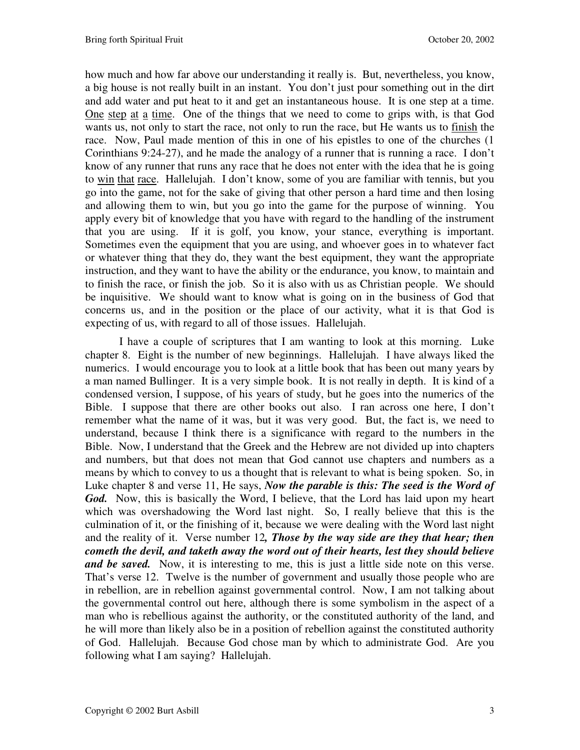how much and how far above our understanding it really is. But, nevertheless, you know, a big house is not really built in an instant. You don't just pour something out in the dirt and add water and put heat to it and get an instantaneous house. It is one step at a time. <u>One</u> <u>step</u> <u>at</u> <u>a</u> <u>time</u>. One of the things that we need to come to grips with, is that God wants us, not only to start the race, not only to run the race, but He wants us to <u>finish</u> the race. Now, Paul made mention of this in one of his epistles to one of the churches (1 Corinthians 9:24-27), and he made the analogy of a runner that is running a race. I don't know of any runner that runs any race that he does not enter with the idea that he is going to <u>win</u> <u>that</u> <u>race</u>. Hallelujah. I don't know, some of you are familiar with tennis, but you go into the game, not for the sake of giving that other person a hard time and then losing and allowing them to win, but you go into the game for the purpose of winning. You apply every bit of knowledge that you have with regard to the handling of the instrument that you are using. If it is golf, you know, your stance, everything is important. Sometimes even the equipment that you are using, and whoever goes in to whatever fact or whatever thing that they do, they want the best equipment, they want the appropriate instruction, and they want to have the ability or the endurance, you know, to maintain and to finish the race, or finish the job. So it is also with us as Christian people. We should be inquisitive. We should want to know what is going on in the business of God that concerns us, and in the position or the place of our activity, what it is that God is expecting of us, with regard to all of those issues. Hallelujah.

I have a couple of scriptures that I am wanting to look at this morning. Luke chapter 8. Eight is the number of new beginnings. Hallelujah. I have always liked the numerics. I would encourage you to look at a little book that has been out many years by a man named Bullinger. It is a very simple book. It is not really in depth. It is kind of a condensed version, I suppose, of his years of study, but he goes into the numerics of the Bible. I suppose that there are other books out also. I ran across one here, I don't remember what the name of it was, but it was very good. But, the fact is, we need to understand, because I think there is a significance with regard to the numbers in the Bible. Now, I understand that the Greek and the Hebrew are not divided up into chapters and numbers, but that does not mean that God cannot use chapters and numbers as a means by which to convey to us a thought that is relevant to what is being spoken. So, in Luke chapter 8 and verse 11, He says, ***Now the parable is this: The seed is the Word of God.*** Now, this is basically the Word, I believe, that the Lord has laid upon my heart which was overshadowing the Word last night. So, I really believe that this is the culmination of it, or the finishing of it, because we were dealing with the Word last night and the reality of it. Verse number 12***, Those by the way side are they that hear; then cometh the devil, and taketh away the word out of their hearts, lest they should believe and be saved.*** Now, it is interesting to me, this is just a little side note on this verse. That's verse 12. Twelve is the number of government and usually those people who are in rebellion, are in rebellion against governmental control. Now, I am not talking about the governmental control out here, although there is some symbolism in the aspect of a man who is rebellious against the authority, or the constituted authority of the land, and he will more than likely also be in a position of rebellion against the constituted authority of God. Hallelujah. Because God chose man by which to administrate God. Are you following what I am saying? Hallelujah.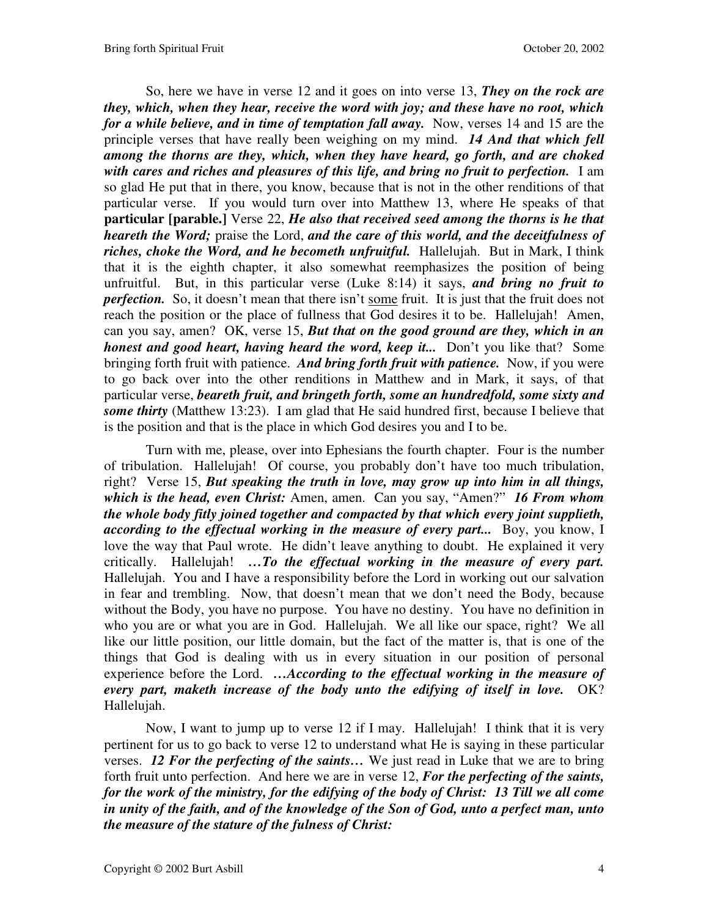So, here we have in verse 12 and it goes on into verse 13, ***They on the rock are they, which, when they hear, receive the word with joy; and these have no root, which for a while believe, and in time of temptation fall away.*** Now, verses 14 and 15 are the principle verses that have really been weighing on my mind. ***14 And that which fell among the thorns are they, which, when they have heard, go forth, and are choked with cares and riches and pleasures of this life, and bring no fruit to perfection.*** I am so glad He put that in there, you know, because that is not in the other renditions of that particular verse. If you would turn over into Matthew 13, where He speaks of that **particular [parable.]** Verse 22, ***He also that received seed among the thorns is he that heareth the Word;*** praise the Lord, ***and the care of this world, and the deceitfulness of riches, choke the Word, and he becometh unfruitful.*** Hallelujah. But in Mark, I think that it is the eighth chapter, it also somewhat reemphasizes the position of being unfruitful. But, in this particular verse (Luke 8:14) it says, ***and bring no fruit to perfection.*** So, it doesn't mean that there isn't <u>some</u> fruit. It is just that the fruit does not reach the position or the place of fullness that God desires it to be. Hallelujah! Amen, can you say, amen? OK, verse 15, ***But that on the good ground are they, which in an honest and good heart, having heard the word, keep it...*** Don't you like that? Some bringing forth fruit with patience. ***And bring forth fruit with patience.*** Now, if you were to go back over into the other renditions in Matthew and in Mark, it says, of that particular verse, ***beareth fruit, and bringeth forth, some an hundredfold, some sixty and some thirty*** (Matthew 13:23). I am glad that He said hundred first, because I believe that is the position and that is the place in which God desires you and I to be.

Turn with me, please, over into Ephesians the fourth chapter. Four is the number of tribulation. Hallelujah! Of course, you probably don't have too much tribulation, right? Verse 15, ***But speaking the truth in love, may grow up into him in all things, which is the head, even Christ:*** Amen, amen. Can you say, "Amen?" ***16 From whom the whole body fitly joined together and compacted by that which every joint supplieth, according to the effectual working in the measure of every part...*** Boy, you know, I love the way that Paul wrote. He didn't leave anything to doubt. He explained it very critically. Hallelujah! ***…To the effectual working in the measure of every part.*** Hallelujah. You and I have a responsibility before the Lord in working out our salvation in fear and trembling. Now, that doesn't mean that we don't need the Body, because without the Body, you have no purpose. You have no destiny. You have no definition in who you are or what you are in God. Hallelujah. We all like our space, right? We all like our little position, our little domain, but the fact of the matter is, that is one of the things that God is dealing with us in every situation in our position of personal experience before the Lord. ***…According to the effectual working in the measure of every part, maketh increase of the body unto the edifying of itself in love.*** OK? Hallelujah.

Now, I want to jump up to verse 12 if I may. Hallelujah! I think that it is very pertinent for us to go back to verse 12 to understand what He is saying in these particular verses. ***12 For the perfecting of the saints…*** We just read in Luke that we are to bring forth fruit unto perfection. And here we are in verse 12, ***For the perfecting of the saints, for the work of the ministry, for the edifying of the body of Christ: 13 Till we all come in unity of the faith, and of the knowledge of the Son of God, unto a perfect man, unto the measure of the stature of the fulness of Christ:***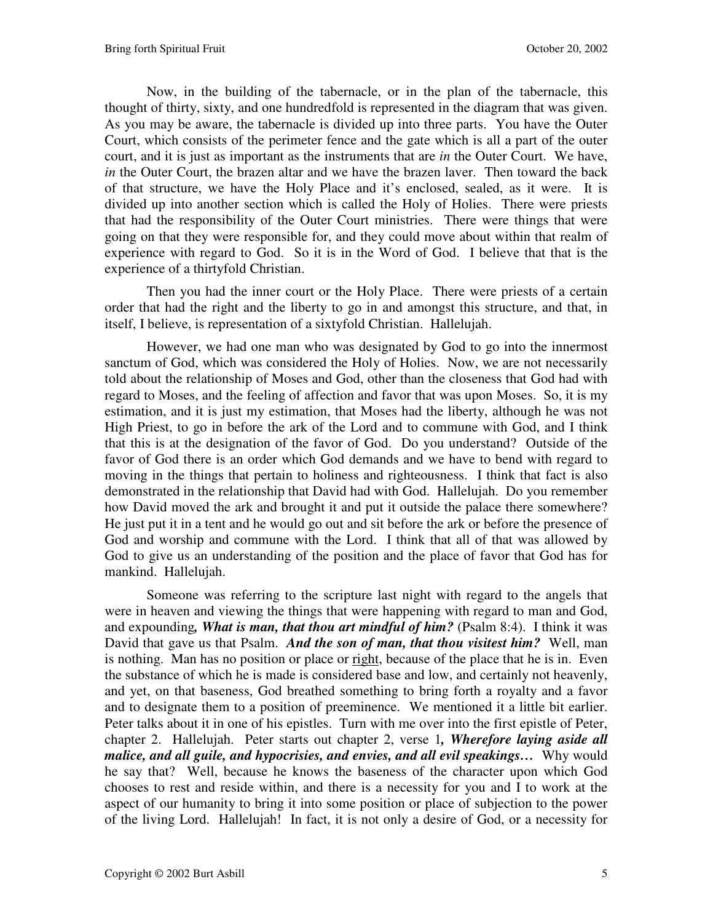Now, in the building of the tabernacle, or in the plan of the tabernacle, this thought of thirty, sixty, and one hundredfold is represented in the diagram that was given. As you may be aware, the tabernacle is divided up into three parts. You have the Outer Court, which consists of the perimeter fence and the gate which is all a part of the outer court, and it is just as important as the instruments that are *in* the Outer Court. We have, *in* the Outer Court, the brazen altar and we have the brazen laver. Then toward the back of that structure, we have the Holy Place and it's enclosed, sealed, as it were. It is divided up into another section which is called the Holy of Holies. There were priests that had the responsibility of the Outer Court ministries. There were things that were going on that they were responsible for, and they could move about within that realm of experience with regard to God. So it is in the Word of God. I believe that that is the experience of a thirtyfold Christian.

Then you had the inner court or the Holy Place. There were priests of a certain order that had the right and the liberty to go in and amongst this structure, and that, in itself, I believe, is representation of a sixtyfold Christian. Hallelujah.

However, we had one man who was designated by God to go into the innermost sanctum of God, which was considered the Holy of Holies. Now, we are not necessarily told about the relationship of Moses and God, other than the closeness that God had with regard to Moses, and the feeling of affection and favor that was upon Moses. So, it is my estimation, and it is just my estimation, that Moses had the liberty, although he was not High Priest, to go in before the ark of the Lord and to commune with God, and I think that this is at the designation of the favor of God. Do you understand? Outside of the favor of God there is an order which God demands and we have to bend with regard to moving in the things that pertain to holiness and righteousness. I think that fact is also demonstrated in the relationship that David had with God. Hallelujah. Do you remember how David moved the ark and brought it and put it outside the palace there somewhere? He just put it in a tent and he would go out and sit before the ark or before the presence of God and worship and commune with the Lord. I think that all of that was allowed by God to give us an understanding of the position and the place of favor that God has for mankind. Hallelujah.

Someone was referring to the scripture last night with regard to the angels that were in heaven and viewing the things that were happening with regard to man and God, and expounding***, What is man, that thou art mindful of him?*** (Psalm 8:4). I think it was David that gave us that Psalm. ***And the son of man, that thou visitest him?*** Well, man is nothing. Man has no position or place or <u>right</u>, because of the place that he is in. Even the substance of which he is made is considered base and low, and certainly not heavenly, and yet, on that baseness, God breathed something to bring forth a royalty and a favor and to designate them to a position of preeminence. We mentioned it a little bit earlier. Peter talks about it in one of his epistles. Turn with me over into the first epistle of Peter, chapter 2. Hallelujah. Peter starts out chapter 2, verse 1***, Wherefore laying aside all malice, and all guile, and hypocrisies, and envies, and all evil speakings…*** Why would he say that? Well, because he knows the baseness of the character upon which God chooses to rest and reside within, and there is a necessity for you and I to work at the aspect of our humanity to bring it into some position or place of subjection to the power of the living Lord. Hallelujah! In fact, it is not only a desire of God, or a necessity for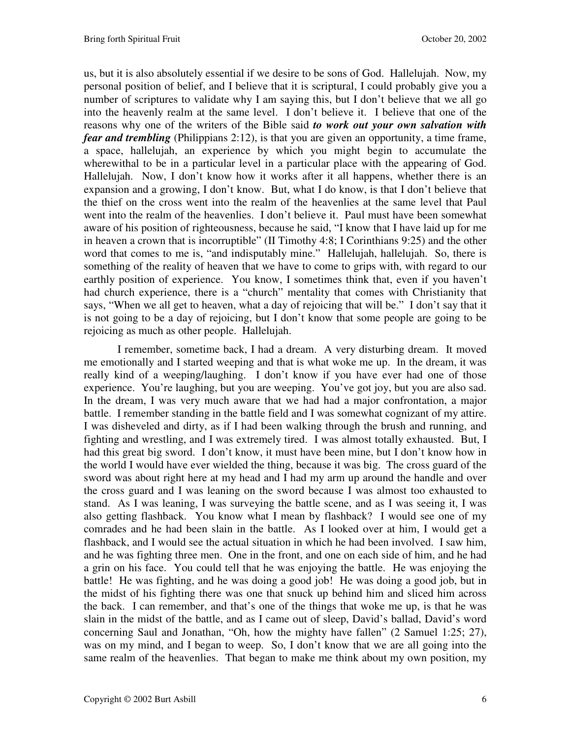us, but it is also absolutely essential if we desire to be sons of God. Hallelujah. Now, my personal position of belief, and I believe that it is scriptural, I could probably give you a number of scriptures to validate why I am saying this, but I don't believe that we all go into the heavenly realm at the same level. I don't believe it. I believe that one of the reasons why one of the writers of the Bible said ***to work out your own salvation with fear and trembling*** (Philippians 2:12), is that you are given an opportunity, a time frame, a space, hallelujah, an experience by which you might begin to accumulate the wherewithal to be in a particular level in a particular place with the appearing of God. Hallelujah. Now, I don't know how it works after it all happens, whether there is an expansion and a growing, I don't know. But, what I do know, is that I don't believe that the thief on the cross went into the realm of the heavenlies at the same level that Paul went into the realm of the heavenlies. I don't believe it. Paul must have been somewhat aware of his position of righteousness, because he said, "I know that I have laid up for me in heaven a crown that is incorruptible" (II Timothy 4:8; I Corinthians 9:25) and the other word that comes to me is, "and indisputably mine." Hallelujah, hallelujah. So, there is something of the reality of heaven that we have to come to grips with, with regard to our earthly position of experience. You know, I sometimes think that, even if you haven't had church experience, there is a "church" mentality that comes with Christianity that says, "When we all get to heaven, what a day of rejoicing that will be." I don't say that it is not going to be a day of rejoicing, but I don't know that some people are going to be rejoicing as much as other people. Hallelujah.

I remember, sometime back, I had a dream. A very disturbing dream. It moved me emotionally and I started weeping and that is what woke me up. In the dream, it was really kind of a weeping/laughing. I don't know if you have ever had one of those experience. You're laughing, but you are weeping. You've got joy, but you are also sad. In the dream, I was very much aware that we had had a major confrontation, a major battle. I remember standing in the battle field and I was somewhat cognizant of my attire. I was disheveled and dirty, as if I had been walking through the brush and running, and fighting and wrestling, and I was extremely tired. I was almost totally exhausted. But, I had this great big sword. I don't know, it must have been mine, but I don't know how in the world I would have ever wielded the thing, because it was big. The cross guard of the sword was about right here at my head and I had my arm up around the handle and over the cross guard and I was leaning on the sword because I was almost too exhausted to stand. As I was leaning, I was surveying the battle scene, and as I was seeing it, I was also getting flashback. You know what I mean by flashback? I would see one of my comrades and he had been slain in the battle. As I looked over at him, I would get a flashback, and I would see the actual situation in which he had been involved. I saw him, and he was fighting three men. One in the front, and one on each side of him, and he had a grin on his face. You could tell that he was enjoying the battle. He was enjoying the battle! He was fighting, and he was doing a good job! He was doing a good job, but in the midst of his fighting there was one that snuck up behind him and sliced him across the back. I can remember, and that's one of the things that woke me up, is that he was slain in the midst of the battle, and as I came out of sleep, David's ballad, David's word concerning Saul and Jonathan, "Oh, how the mighty have fallen" (2 Samuel 1:25; 27), was on my mind, and I began to weep. So, I don't know that we are all going into the same realm of the heavenlies. That began to make me think about my own position, my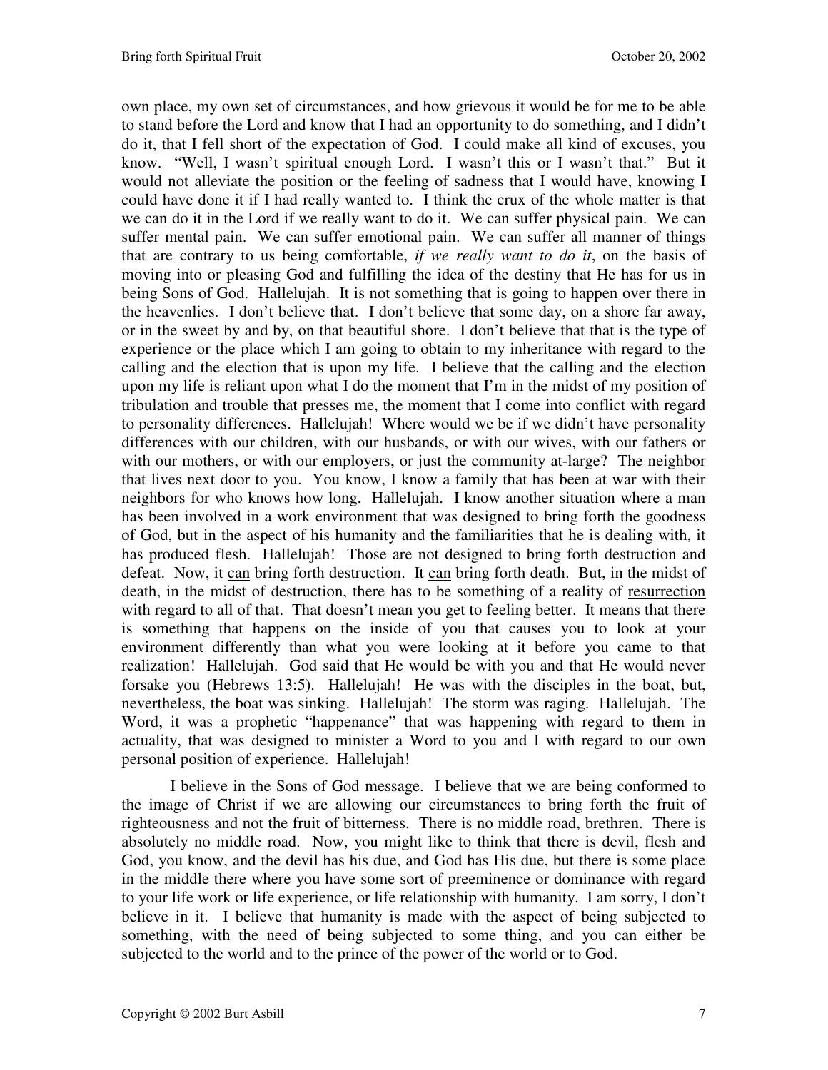own place, my own set of circumstances, and how grievous it would be for me to be able to stand before the Lord and know that I had an opportunity to do something, and I didn't do it, that I fell short of the expectation of God. I could make all kind of excuses, you know. "Well, I wasn't spiritual enough Lord. I wasn't this or I wasn't that." But it would not alleviate the position or the feeling of sadness that I would have, knowing I could have done it if I had really wanted to. I think the crux of the whole matter is that we can do it in the Lord if we really want to do it. We can suffer physical pain. We can suffer mental pain. We can suffer emotional pain. We can suffer all manner of things that are contrary to us being comfortable, *if we really want to do it*, on the basis of moving into or pleasing God and fulfilling the idea of the destiny that He has for us in being Sons of God. Hallelujah. It is not something that is going to happen over there in the heavenlies. I don't believe that. I don't believe that some day, on a shore far away, or in the sweet by and by, on that beautiful shore. I don't believe that that is the type of experience or the place which I am going to obtain to my inheritance with regard to the calling and the election that is upon my life. I believe that the calling and the election upon my life is reliant upon what I do the moment that I'm in the midst of my position of tribulation and trouble that presses me, the moment that I come into conflict with regard to personality differences. Hallelujah! Where would we be if we didn't have personality differences with our children, with our husbands, or with our wives, with our fathers or with our mothers, or with our employers, or just the community at-large? The neighbor that lives next door to you. You know, I know a family that has been at war with their neighbors for who knows how long. Hallelujah. I know another situation where a man has been involved in a work environment that was designed to bring forth the goodness of God, but in the aspect of his humanity and the familiarities that he is dealing with, it has produced flesh. Hallelujah! Those are not designed to bring forth destruction and defeat. Now, it <u>can</u> bring forth destruction. It <u>can</u> bring forth death. But, in the midst of death, in the midst of destruction, there has to be something of a reality of <u>resurrection</u> with regard to all of that. That doesn't mean you get to feeling better. It means that there is something that happens on the inside of you that causes you to look at your environment differently than what you were looking at it before you came to that realization! Hallelujah. God said that He would be with you and that He would never forsake you (Hebrews 13:5). Hallelujah! He was with the disciples in the boat, but, nevertheless, the boat was sinking. Hallelujah! The storm was raging. Hallelujah. The Word, it was a prophetic "happenance" that was happening with regard to them in actuality, that was designed to minister a Word to you and I with regard to our own personal position of experience. Hallelujah!

I believe in the Sons of God message. I believe that we are being conformed to the image of Christ <u>if</u> <u>we</u> <u>are</u> <u>allowing</u> our circumstances to bring forth the fruit of righteousness and not the fruit of bitterness. There is no middle road, brethren. There is absolutely no middle road. Now, you might like to think that there is devil, flesh and God, you know, and the devil has his due, and God has His due, but there is some place in the middle there where you have some sort of preeminence or dominance with regard to your life work or life experience, or life relationship with humanity. I am sorry, I don't believe in it. I believe that humanity is made with the aspect of being subjected to something, with the need of being subjected to some thing, and you can either be subjected to the world and to the prince of the power of the world or to God.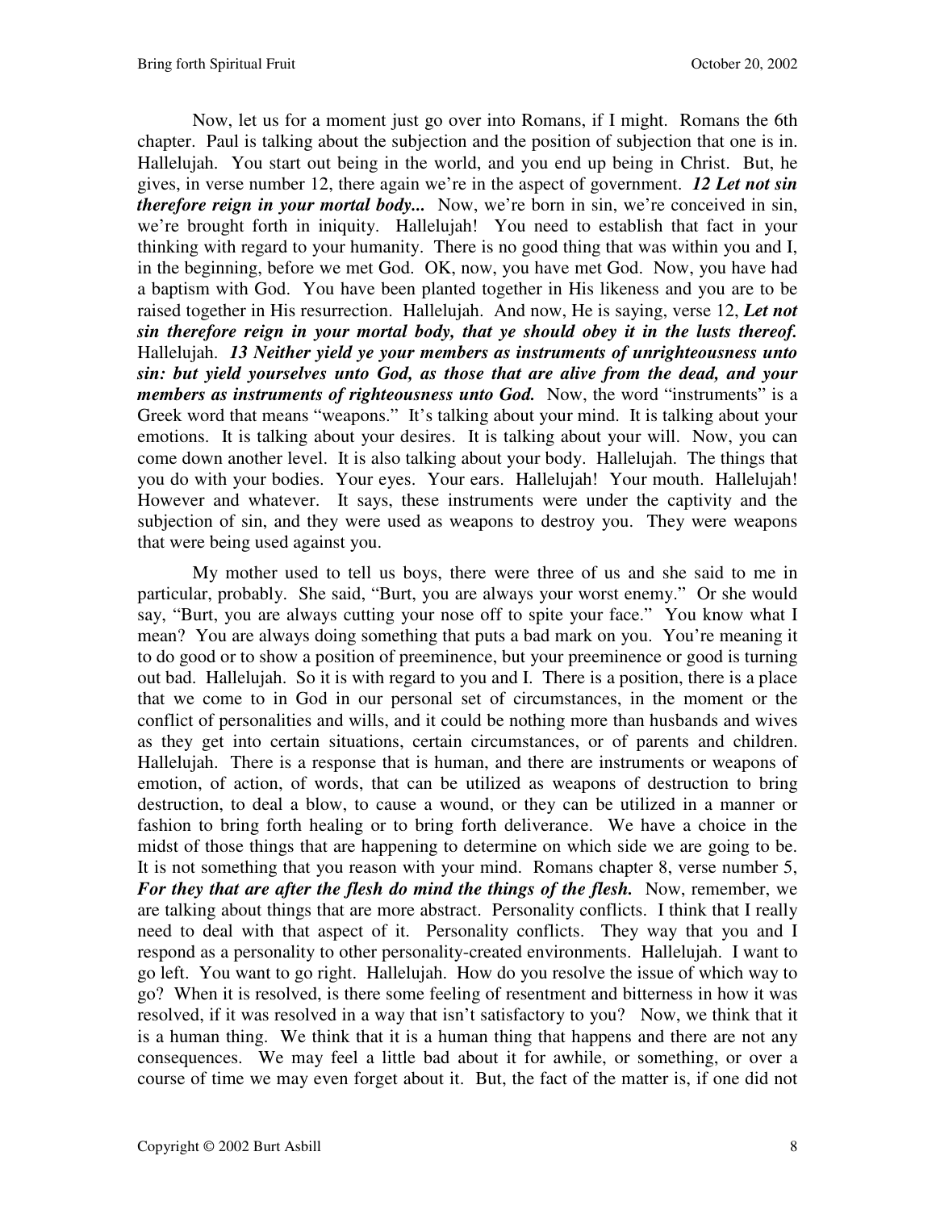Now, let us for a moment just go over into Romans, if I might. Romans the 6th chapter. Paul is talking about the subjection and the position of subjection that one is in. Hallelujah. You start out being in the world, and you end up being in Christ. But, he gives, in verse number 12, there again we're in the aspect of government. ***12 Let not sin therefore reign in your mortal body...*** Now, we're born in sin, we're conceived in sin, we're brought forth in iniquity. Hallelujah! You need to establish that fact in your thinking with regard to your humanity. There is no good thing that was within you and I, in the beginning, before we met God. OK, now, you have met God. Now, you have had a baptism with God. You have been planted together in His likeness and you are to be raised together in His resurrection. Hallelujah. And now, He is saying, verse 12, ***Let not sin therefore reign in your mortal body, that ye should obey it in the lusts thereof.*** Hallelujah. ***13 Neither yield ye your members as instruments of unrighteousness unto sin: but yield yourselves unto God, as those that are alive from the dead, and your members as instruments of righteousness unto God.*** Now, the word "instruments" is a Greek word that means "weapons." It's talking about your mind. It is talking about your emotions. It is talking about your desires. It is talking about your will. Now, you can come down another level. It is also talking about your body. Hallelujah. The things that you do with your bodies. Your eyes. Your ears. Hallelujah! Your mouth. Hallelujah! However and whatever. It says, these instruments were under the captivity and the subjection of sin, and they were used as weapons to destroy you. They were weapons that were being used against you.

My mother used to tell us boys, there were three of us and she said to me in particular, probably. She said, "Burt, you are always your worst enemy." Or she would say, "Burt, you are always cutting your nose off to spite your face." You know what I mean? You are always doing something that puts a bad mark on you. You're meaning it to do good or to show a position of preeminence, but your preeminence or good is turning out bad. Hallelujah. So it is with regard to you and I. There is a position, there is a place that we come to in God in our personal set of circumstances, in the moment or the conflict of personalities and wills, and it could be nothing more than husbands and wives as they get into certain situations, certain circumstances, or of parents and children. Hallelujah. There is a response that is human, and there are instruments or weapons of emotion, of action, of words, that can be utilized as weapons of destruction to bring destruction, to deal a blow, to cause a wound, or they can be utilized in a manner or fashion to bring forth healing or to bring forth deliverance. We have a choice in the midst of those things that are happening to determine on which side we are going to be. It is not something that you reason with your mind. Romans chapter 8, verse number 5, ***For they that are after the flesh do mind the things of the flesh.*** Now, remember, we are talking about things that are more abstract. Personality conflicts. I think that I really need to deal with that aspect of it. Personality conflicts. They way that you and I respond as a personality to other personality-created environments. Hallelujah. I want to go left. You want to go right. Hallelujah. How do you resolve the issue of which way to go? When it is resolved, is there some feeling of resentment and bitterness in how it was resolved, if it was resolved in a way that isn't satisfactory to you? Now, we think that it is a human thing. We think that it is a human thing that happens and there are not any consequences. We may feel a little bad about it for awhile, or something, or over a course of time we may even forget about it. But, the fact of the matter is, if one did not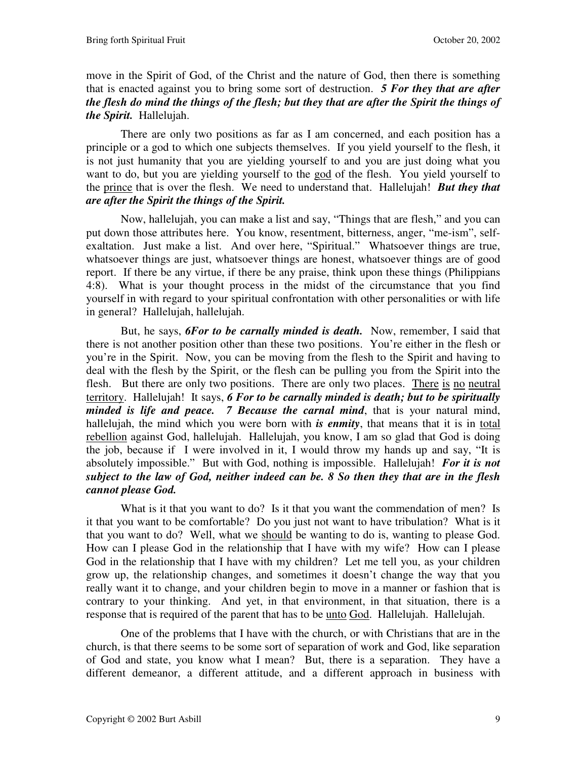move in the Spirit of God, of the Christ and the nature of God, then there is something that is enacted against you to bring some sort of destruction. ***5 For they that are after the flesh do mind the things of the flesh; but they that are after the Spirit the things of the Spirit.*** Hallelujah.

There are only two positions as far as I am concerned, and each position has a principle or a god to which one subjects themselves. If you yield yourself to the flesh, it is not just humanity that you are yielding yourself to and you are just doing what you want to do, but you are yielding yourself to the <u>god</u> of the flesh. You yield yourself to the <u>prince</u> that is over the flesh. We need to understand that. Hallelujah! ***But they that are after the Spirit the things of the Spirit.***

Now, hallelujah, you can make a list and say, "Things that are flesh," and you can put down those attributes here. You know, resentment, bitterness, anger, "me-ism", self-exaltation. Just make a list. And over here, "Spiritual." Whatsoever things are true, whatsoever things are just, whatsoever things are honest, whatsoever things are of good report. If there be any virtue, if there be any praise, think upon these things (Philippians 4:8). What is your thought process in the midst of the circumstance that you find yourself in with regard to your spiritual confrontation with other personalities or with life in general? Hallelujah, hallelujah.

But, he says, ***6For to be carnally minded is death.*** Now, remember, I said that there is not another position other than these two positions. You're either in the flesh or you're in the Spirit. Now, you can be moving from the flesh to the Spirit and having to deal with the flesh by the Spirit, or the flesh can be pulling you from the Spirit into the flesh. But there are only two positions. There are only two places. <u>There is no neutral territory</u>. Hallelujah! It says, ***6 For to be carnally minded is death; but to be spiritually minded is life and peace. 7 Because the carnal mind***, that is your natural mind, hallelujah, the mind which you were born with ***is enmity***, that means that it is in <u>total rebellion</u> against God, hallelujah. Hallelujah, you know, I am so glad that God is doing the job, because if I were involved in it, I would throw my hands up and say, "It is absolutely impossible." But with God, nothing is impossible. Hallelujah! ***For it is not subject to the law of God, neither indeed can be. 8 So then they that are in the flesh cannot please God.***

What is it that you want to do? Is it that you want the commendation of men? Is it that you want to be comfortable? Do you just not want to have tribulation? What is it that you want to do? Well, what we <u>should</u> be wanting to do is, wanting to please God. How can I please God in the relationship that I have with my wife? How can I please God in the relationship that I have with my children? Let me tell you, as your children grow up, the relationship changes, and sometimes it doesn't change the way that you really want it to change, and your children begin to move in a manner or fashion that is contrary to your thinking. And yet, in that environment, in that situation, there is a response that is required of the parent that has to be <u>unto God</u>. Hallelujah. Hallelujah.

One of the problems that I have with the church, or with Christians that are in the church, is that there seems to be some sort of separation of work and God, like separation of God and state, you know what I mean? But, there is a separation. They have a different demeanor, a different attitude, and a different approach in business with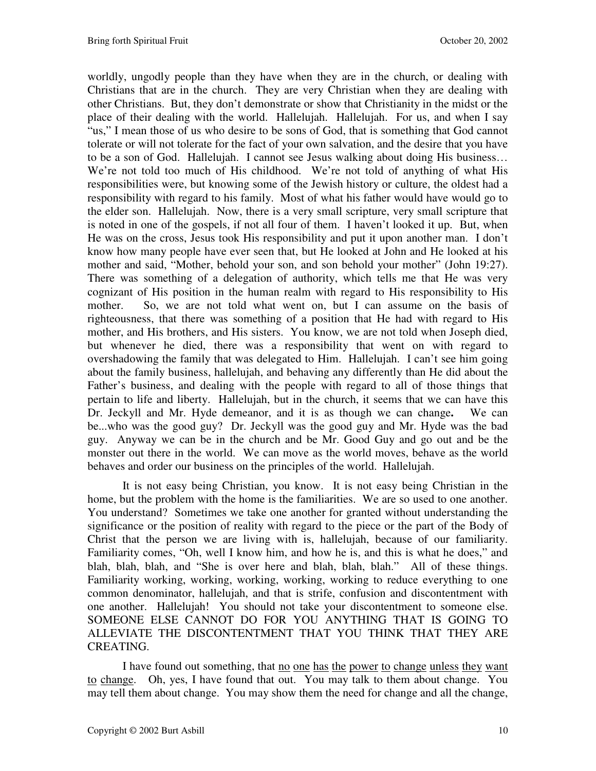worldly, ungodly people than they have when they are in the church, or dealing with Christians that are in the church. They are very Christian when they are dealing with other Christians. But, they don't demonstrate or show that Christianity in the midst or the place of their dealing with the world. Hallelujah. Hallelujah. For us, and when I say "us," I mean those of us who desire to be sons of God, that is something that God cannot tolerate or will not tolerate for the fact of your own salvation, and the desire that you have to be a son of God. Hallelujah. I cannot see Jesus walking about doing His business… We're not told too much of His childhood. We're not told of anything of what His responsibilities were, but knowing some of the Jewish history or culture, the oldest had a responsibility with regard to his family. Most of what his father would have would go to the elder son. Hallelujah. Now, there is a very small scripture, very small scripture that is noted in one of the gospels, if not all four of them. I haven't looked it up. But, when He was on the cross, Jesus took His responsibility and put it upon another man. I don't know how many people have ever seen that, but He looked at John and He looked at his mother and said, "Mother, behold your son, and son behold your mother" (John 19:27). There was something of a delegation of authority, which tells me that He was very cognizant of His position in the human realm with regard to His responsibility to His mother. So, we are not told what went on, but I can assume on the basis of righteousness, that there was something of a position that He had with regard to His mother, and His brothers, and His sisters. You know, we are not told when Joseph died, but whenever he died, there was a responsibility that went on with regard to overshadowing the family that was delegated to Him. Hallelujah. I can't see him going about the family business, hallelujah, and behaving any differently than He did about the Father's business, and dealing with the people with regard to all of those things that pertain to life and liberty. Hallelujah, but in the church, it seems that we can have this Dr. Jeckyll and Mr. Hyde demeanor, and it is as though we can change**.** We can be...who was the good guy? Dr. Jeckyll was the good guy and Mr. Hyde was the bad guy. Anyway we can be in the church and be Mr. Good Guy and go out and be the monster out there in the world. We can move as the world moves, behave as the world behaves and order our business on the principles of the world. Hallelujah.

It is not easy being Christian, you know. It is not easy being Christian in the home, but the problem with the home is the familiarities. We are so used to one another. You understand? Sometimes we take one another for granted without understanding the significance or the position of reality with regard to the piece or the part of the Body of Christ that the person we are living with is, hallelujah, because of our familiarity. Familiarity comes, "Oh, well I know him, and how he is, and this is what he does," and blah, blah, blah, and "She is over here and blah, blah, blah." All of these things. Familiarity working, working, working, working, working to reduce everything to one common denominator, hallelujah, and that is strife, confusion and discontentment with one another. Hallelujah! You should not take your discontentment to someone else. SOMEONE ELSE CANNOT DO FOR YOU ANYTHING THAT IS GOING TO ALLEVIATE THE DISCONTENTMENT THAT YOU THINK THAT THEY ARE CREATING.

I have found out something, that <u>no one has the power to change unless they want to change</u>. Oh, yes, I have found that out. You may talk to them about change. You may tell them about change. You may show them the need for change and all the change,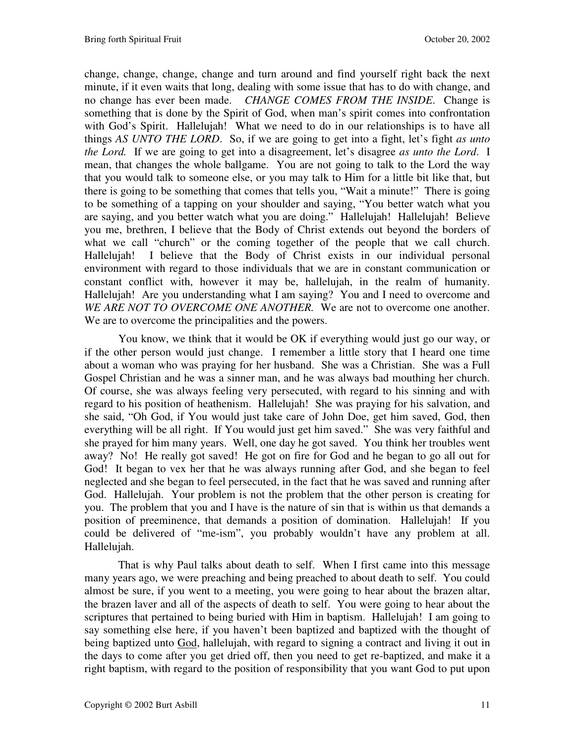change, change, change, change and turn around and find yourself right back the next minute, if it even waits that long, dealing with some issue that has to do with change, and no change has ever been made. *CHANGE COMES FROM THE INSIDE*. Change is something that is done by the Spirit of God, when man's spirit comes into confrontation with God's Spirit. Hallelujah! What we need to do in our relationships is to have all things *AS UNTO THE LORD*. So, if we are going to get into a fight, let's fight *as unto the Lord.* If we are going to get into a disagreement, let's disagree *as unto the Lord*. I mean, that changes the whole ballgame. You are not going to talk to the Lord the way that you would talk to someone else, or you may talk to Him for a little bit like that, but there is going to be something that comes that tells you, "Wait a minute!" There is going to be something of a tapping on your shoulder and saying, "You better watch what you are saying, and you better watch what you are doing." Hallelujah! Hallelujah! Believe you me, brethren, I believe that the Body of Christ extends out beyond the borders of what we call "church" or the coming together of the people that we call church. Hallelujah! I believe that the Body of Christ exists in our individual personal environment with regard to those individuals that we are in constant communication or constant conflict with, however it may be, hallelujah, in the realm of humanity. Hallelujah! Are you understanding what I am saying? You and I need to overcome and *WE ARE NOT TO OVERCOME ONE ANOTHER.* We are not to overcome one another. We are to overcome the principalities and the powers.

You know, we think that it would be OK if everything would just go our way, or if the other person would just change. I remember a little story that I heard one time about a woman who was praying for her husband. She was a Christian. She was a Full Gospel Christian and he was a sinner man, and he was always bad mouthing her church. Of course, she was always feeling very persecuted, with regard to his sinning and with regard to his position of heathenism. Hallelujah! She was praying for his salvation, and she said, "Oh God, if You would just take care of John Doe, get him saved, God, then everything will be all right. If You would just get him saved." She was very faithful and she prayed for him many years. Well, one day he got saved. You think her troubles went away? No! He really got saved! He got on fire for God and he began to go all out for God! It began to vex her that he was always running after God, and she began to feel neglected and she began to feel persecuted, in the fact that he was saved and running after God. Hallelujah. Your problem is not the problem that the other person is creating for you. The problem that you and I have is the nature of sin that is within us that demands a position of preeminence, that demands a position of domination. Hallelujah! If you could be delivered of "me-ism", you probably wouldn't have any problem at all. Hallelujah.

That is why Paul talks about death to self. When I first came into this message many years ago, we were preaching and being preached to about death to self. You could almost be sure, if you went to a meeting, you were going to hear about the brazen altar, the brazen laver and all of the aspects of death to self. You were going to hear about the scriptures that pertained to being buried with Him in baptism. Hallelujah! I am going to say something else here, if you haven't been baptized and baptized with the thought of being baptized unto God, hallelujah, with regard to signing a contract and living it out in the days to come after you get dried off, then you need to get re-baptized, and make it a right baptism, with regard to the position of responsibility that you want God to put upon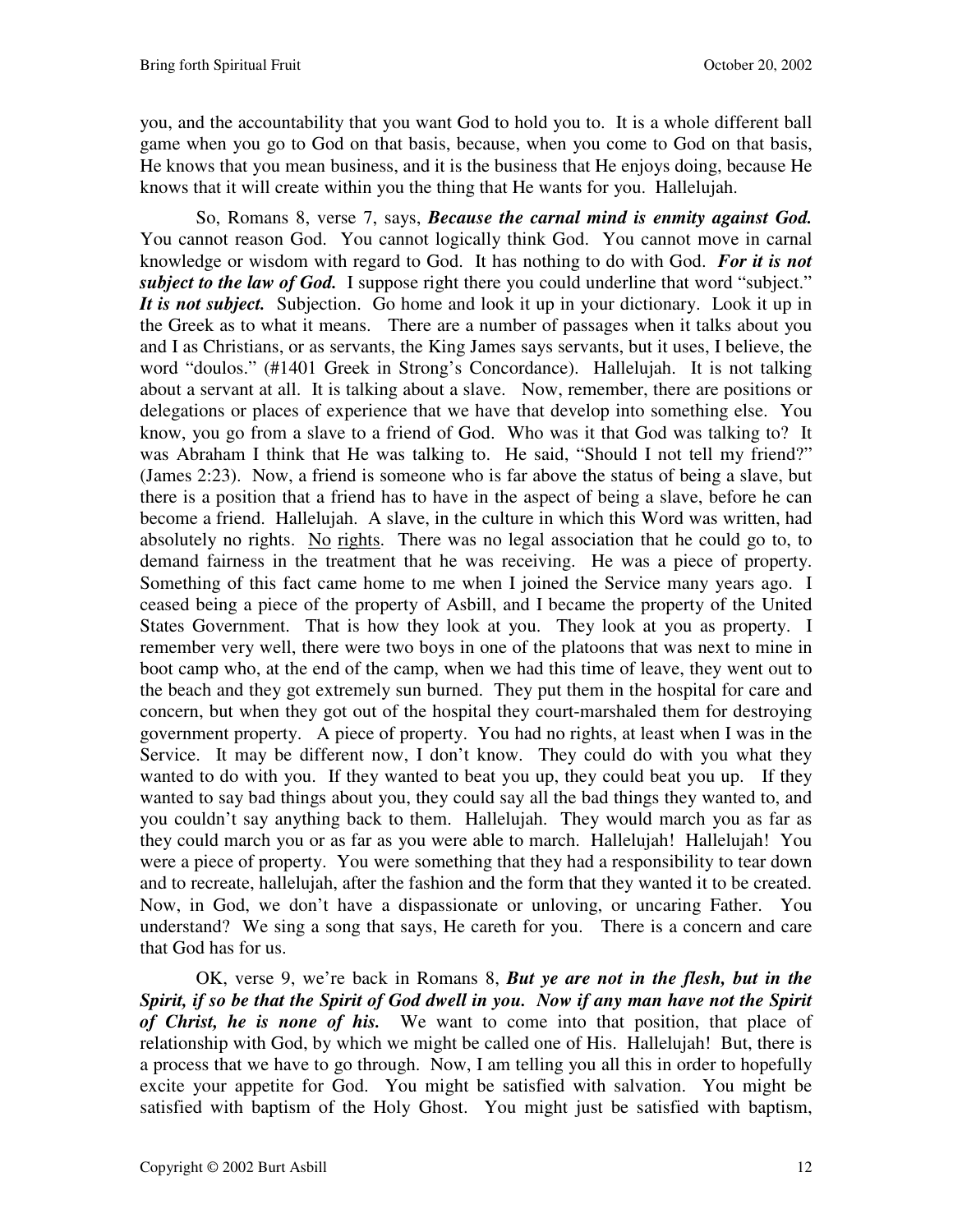you, and the accountability that you want God to hold you to. It is a whole different ball game when you go to God on that basis, because, when you come to God on that basis, He knows that you mean business, and it is the business that He enjoys doing, because He knows that it will create within you the thing that He wants for you. Hallelujah.

So, Romans 8, verse 7, says, ***Because the carnal mind is enmity against God.*** You cannot reason God. You cannot logically think God. You cannot move in carnal knowledge or wisdom with regard to God. It has nothing to do with God. ***For it is not subject to the law of God.*** I suppose right there you could underline that word "subject." ***It is not subject.*** Subjection. Go home and look it up in your dictionary. Look it up in the Greek as to what it means. There are a number of passages when it talks about you and I as Christians, or as servants, the King James says servants, but it uses, I believe, the word "doulos." (#1401 Greek in Strong's Concordance). Hallelujah. It is not talking about a servant at all. It is talking about a slave. Now, remember, there are positions or delegations or places of experience that we have that develop into something else. You know, you go from a slave to a friend of God. Who was it that God was talking to? It was Abraham I think that He was talking to. He said, "Should I not tell my friend?" (James 2:23). Now, a friend is someone who is far above the status of being a slave, but there is a position that a friend has to have in the aspect of being a slave, before he can become a friend. Hallelujah. A slave, in the culture in which this Word was written, had absolutely no rights. <u>No</u> <u>rights</u>. There was no legal association that he could go to, to demand fairness in the treatment that he was receiving. He was a piece of property. Something of this fact came home to me when I joined the Service many years ago. I ceased being a piece of the property of Asbill, and I became the property of the United States Government. That is how they look at you. They look at you as property. I remember very well, there were two boys in one of the platoons that was next to mine in boot camp who, at the end of the camp, when we had this time of leave, they went out to the beach and they got extremely sun burned. They put them in the hospital for care and concern, but when they got out of the hospital they court-marshaled them for destroying government property. A piece of property. You had no rights, at least when I was in the Service. It may be different now, I don't know. They could do with you what they wanted to do with you. If they wanted to beat you up, they could beat you up. If they wanted to say bad things about you, they could say all the bad things they wanted to, and you couldn't say anything back to them. Hallelujah. They would march you as far as they could march you or as far as you were able to march. Hallelujah! Hallelujah! You were a piece of property. You were something that they had a responsibility to tear down and to recreate, hallelujah, after the fashion and the form that they wanted it to be created. Now, in God, we don't have a dispassionate or unloving, or uncaring Father. You understand? We sing a song that says, He careth for you. There is a concern and care that God has for us.

OK, verse 9, we're back in Romans 8, ***But ye are not in the flesh, but in the Spirit, if so be that the Spirit of God dwell in you. Now if any man have not the Spirit of Christ, he is none of his.*** We want to come into that position, that place of relationship with God, by which we might be called one of His. Hallelujah! But, there is a process that we have to go through. Now, I am telling you all this in order to hopefully excite your appetite for God. You might be satisfied with salvation. You might be satisfied with baptism of the Holy Ghost. You might just be satisfied with baptism,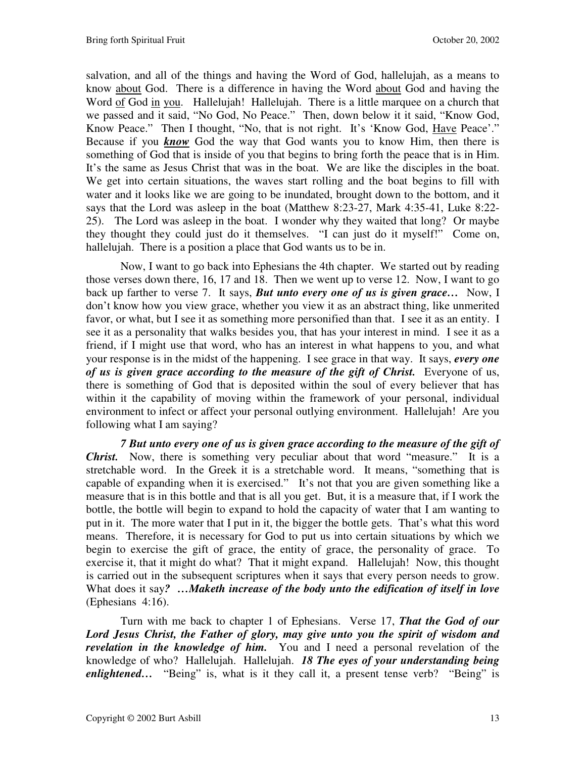salvation, and all of the things and having the Word of God, hallelujah, as a means to know <u>about</u> God. There is a difference in having the Word <u>about</u> God and having the Word <u>of</u> God <u>in</u> <u>you</u>. Hallelujah! Hallelujah. There is a little marquee on a church that we passed and it said, "No God, No Peace." Then, down below it it said, "Know God, Know Peace." Then I thought, "No, that is not right. It's 'Know God, <u>Have</u> Peace'." Because if you ***<u>know</u>*** God the way that God wants you to know Him, then there is something of God that is inside of you that begins to bring forth the peace that is in Him. It's the same as Jesus Christ that was in the boat. We are like the disciples in the boat. We get into certain situations, the waves start rolling and the boat begins to fill with water and it looks like we are going to be inundated, brought down to the bottom, and it says that the Lord was asleep in the boat (Matthew 8:23-27, Mark 4:35-41, Luke 8:22-25). The Lord was asleep in the boat. I wonder why they waited that long? Or maybe they thought they could just do it themselves. "I can just do it myself!" Come on, hallelujah. There is a position a place that God wants us to be in.

Now, I want to go back into Ephesians the 4th chapter. We started out by reading those verses down there, 16, 17 and 18. Then we went up to verse 12. Now, I want to go back up farther to verse 7. It says, ***But unto every one of us is given grace…*** Now, I don't know how you view grace, whether you view it as an abstract thing, like unmerited favor, or what, but I see it as something more personified than that. I see it as an entity. I see it as a personality that walks besides you, that has your interest in mind. I see it as a friend, if I might use that word, who has an interest in what happens to you, and what your response is in the midst of the happening. I see grace in that way. It says, ***every one of us is given grace according to the measure of the gift of Christ.*** Everyone of us, there is something of God that is deposited within the soul of every believer that has within it the capability of moving within the framework of your personal, individual environment to infect or affect your personal outlying environment. Hallelujah! Are you following what I am saying?

***7 But unto every one of us is given grace according to the measure of the gift of Christ.*** Now, there is something very peculiar about that word "measure." It is a stretchable word. In the Greek it is a stretchable word. It means, "something that is capable of expanding when it is exercised." It's not that you are given something like a measure that is in this bottle and that is all you get. But, it is a measure that, if I work the bottle, the bottle will begin to expand to hold the capacity of water that I am wanting to put in it. The more water that I put in it, the bigger the bottle gets. That's what this word means. Therefore, it is necessary for God to put us into certain situations by which we begin to exercise the gift of grace, the entity of grace, the personality of grace. To exercise it, that it might do what? That it might expand. Hallelujah! Now, this thought is carried out in the subsequent scriptures when it says that every person needs to grow. What does it say***? …Maketh increase of the body unto the edification of itself in love*** (Ephesians 4:16).

Turn with me back to chapter 1 of Ephesians. Verse 17, ***That the God of our Lord Jesus Christ, the Father of glory, may give unto you the spirit of wisdom and revelation in the knowledge of him.*** You and I need a personal revelation of the knowledge of who? Hallelujah. Hallelujah. ***18 The eyes of your understanding being enlightened…*** "Being" is, what is it they call it, a present tense verb? "Being" is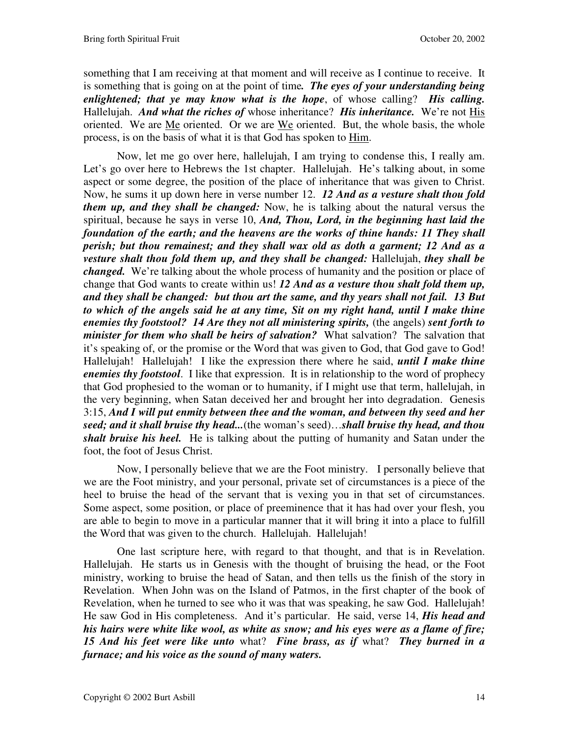something that I am receiving at that moment and will receive as I continue to receive. It is something that is going on at the point of time***.*** ***The eyes of your understanding being enlightened; that ye may know what is the hope***, of whose calling? ***His calling.*** Hallelujah. ***And what the riches of*** whose inheritance? ***His inheritance.*** We're not <u>His</u> oriented. We are <u>Me</u> oriented. Or we are <u>We</u> oriented. But, the whole basis, the whole process, is on the basis of what it is that God has spoken to <u>Him</u>.

Now, let me go over here, hallelujah, I am trying to condense this, I really am. Let's go over here to Hebrews the 1st chapter. Hallelujah. He's talking about, in some aspect or some degree, the position of the place of inheritance that was given to Christ. Now, he sums it up down here in verse number 12. ***12 And as a vesture shalt thou fold them up, and they shall be changed:*** Now, he is talking about the natural versus the spiritual, because he says in verse 10, ***And, Thou, Lord, in the beginning hast laid the foundation of the earth; and the heavens are the works of thine hands: 11 They shall perish; but thou remainest; and they shall wax old as doth a garment; 12 And as a vesture shalt thou fold them up, and they shall be changed:*** Hallelujah, ***they shall be changed.*** We're talking about the whole process of humanity and the position or place of change that God wants to create within us! ***12 And as a vesture thou shalt fold them up, and they shall be changed: but thou art the same, and thy years shall not fail. 13 But to which of the angels said he at any time, Sit on my right hand, until I make thine enemies thy footstool? 14 Are they not all ministering spirits,*** (the angels) ***sent forth to minister for them who shall be heirs of salvation?*** What salvation? The salvation that it's speaking of, or the promise or the Word that was given to God, that God gave to God! Hallelujah! Hallelujah! I like the expression there where he said, ***until I make thine enemies thy footstool***. I like that expression. It is in relationship to the word of prophecy that God prophesied to the woman or to humanity, if I might use that term, hallelujah, in the very beginning, when Satan deceived her and brought her into degradation. Genesis 3:15, ***And I will put enmity between thee and the woman, and between thy seed and her seed; and it shall bruise thy head...***(the woman's seed)…***shall bruise thy head, and thou shalt bruise his heel.*** He is talking about the putting of humanity and Satan under the foot, the foot of Jesus Christ.

Now, I personally believe that we are the Foot ministry. I personally believe that we are the Foot ministry, and your personal, private set of circumstances is a piece of the heel to bruise the head of the servant that is vexing you in that set of circumstances. Some aspect, some position, or place of preeminence that it has had over your flesh, you are able to begin to move in a particular manner that it will bring it into a place to fulfill the Word that was given to the church. Hallelujah. Hallelujah!

One last scripture here, with regard to that thought, and that is in Revelation. Hallelujah. He starts us in Genesis with the thought of bruising the head, or the Foot ministry, working to bruise the head of Satan, and then tells us the finish of the story in Revelation. When John was on the Island of Patmos, in the first chapter of the book of Revelation, when he turned to see who it was that was speaking, he saw God. Hallelujah! He saw God in His completeness. And it's particular. He said, verse 14, ***His head and his hairs were white like wool, as white as snow; and his eyes were as a flame of fire; 15 And his feet were like unto*** what? ***Fine brass, as if*** what? ***They burned in a furnace; and his voice as the sound of many waters.***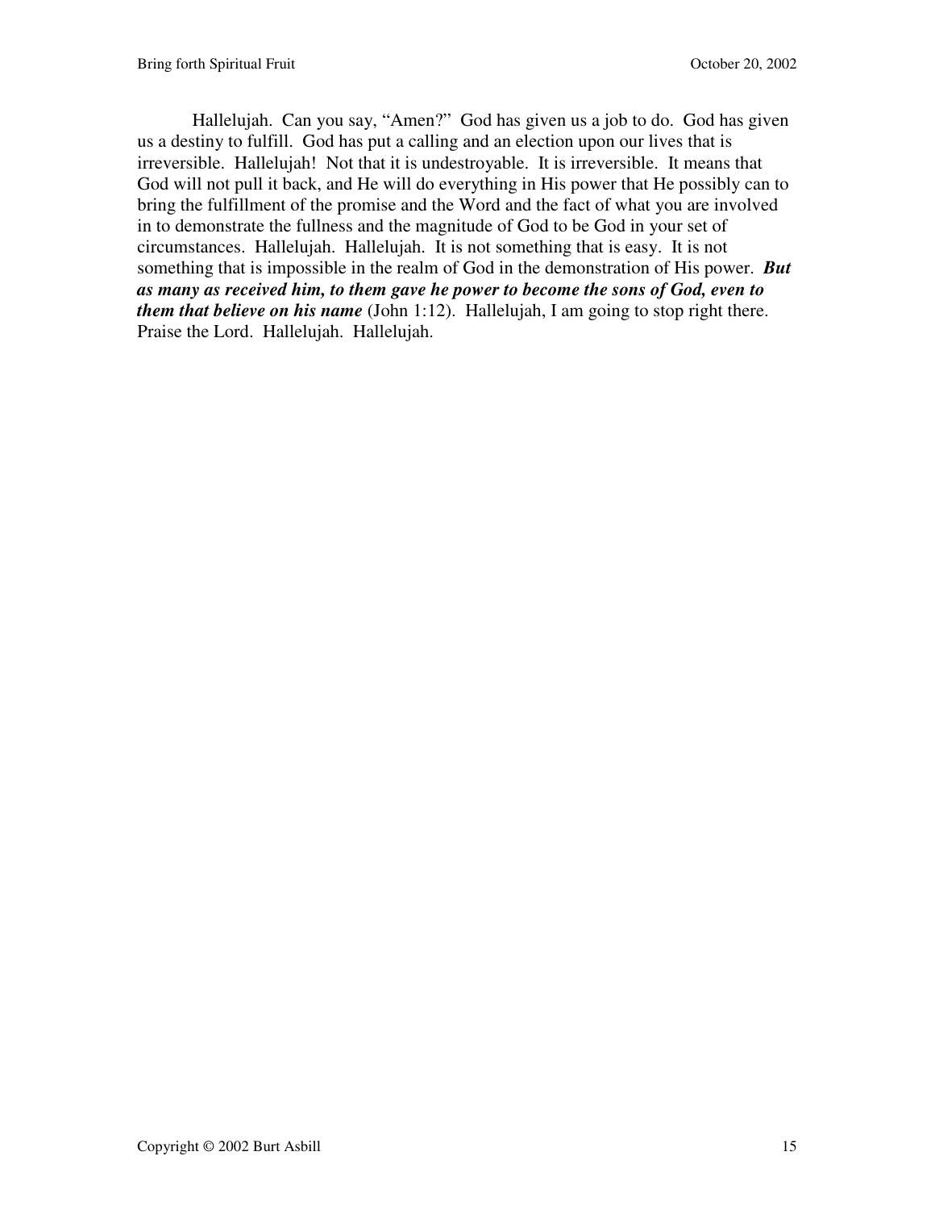Hallelujah. Can you say, "Amen?" God has given us a job to do. God has given us a destiny to fulfill. God has put a calling and an election upon our lives that is irreversible. Hallelujah! Not that it is undestroyable. It is irreversible. It means that God will not pull it back, and He will do everything in His power that He possibly can to bring the fulfillment of the promise and the Word and the fact of what you are involved in to demonstrate the fullness and the magnitude of God to be God in your set of circumstances. Hallelujah. Hallelujah. It is not something that is easy. It is not something that is impossible in the realm of God in the demonstration of His power. ***But as many as received him, to them gave he power to become the sons of God, even to them that believe on his name*** (John 1:12). Hallelujah, I am going to stop right there. Praise the Lord. Hallelujah. Hallelujah.